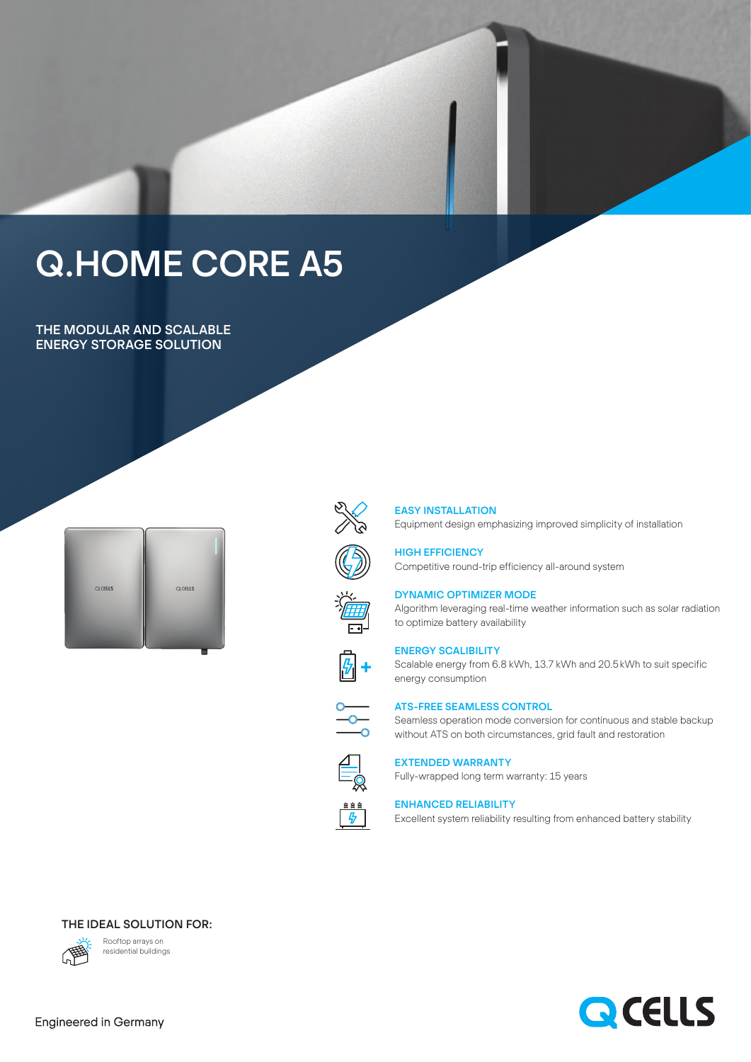# Q.HOME CORE A5

## THE MODULAR AND SCALABLE ENERGY STORAGE SOLUTION

**EASY INSTALLATION**
Equipment design emphasizing improved simplicity of installation

**HIGH EFFICIENCY**
Competitive round-trip efficiency all-around system

**DYNAMIC OPTIMIZER MODE**
Algorithm leveraging real-time weather information such as solar radiation to optimize battery availability

**ENERGY SCALIBILITY**
Scalable energy from 6.8 kWh, 13.7 kWh and 20.5 kWh to suit specific energy consumption

**ATS-FREE SEAMLESS CONTROL**
Seamless operation mode conversion for continuous and stable backup without ATS on both circumstances, grid fault and restoration

**EXTENDED WARRANTY**
Fully-wrapped long term warranty: 15 years

**ENHANCED RELIABILITY**
Excellent system reliability resulting from enhanced battery stability

**THE IDEAL SOLUTION FOR:**

Rooftop arrays on residential buildings

Engineered in Germany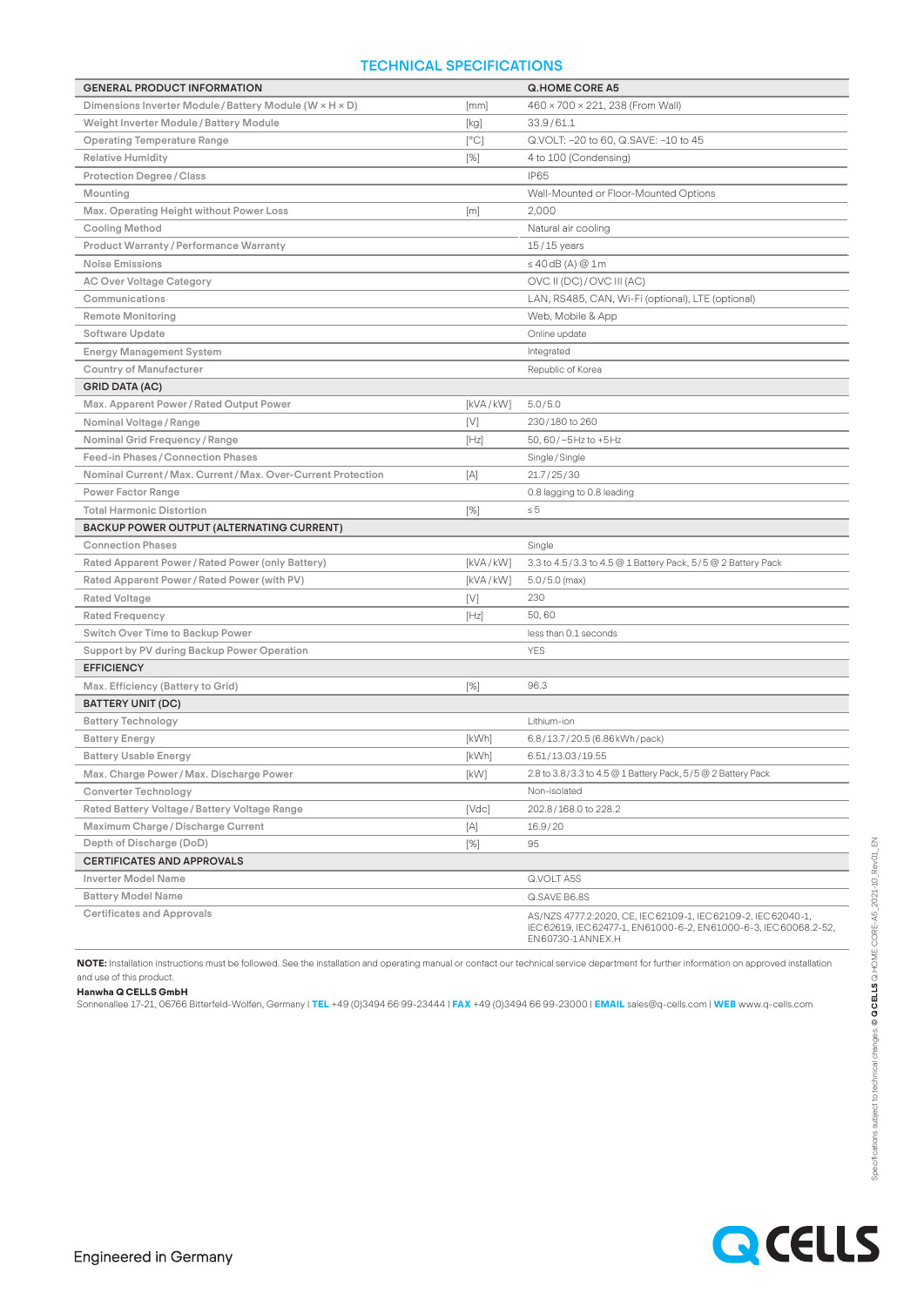## TECHNICAL SPECIFICATIONS

| GENERAL PRODUCT INFORMATION | | Q.HOME CORE A5 |
|---|---|---|
| Dimensions Inverter Module / Battery Module (W × H × D) | [mm] | 460 × 700 × 221, 238 (From Wall) |
| Weight Inverter Module / Battery Module | [kg] | 33.9 / 61.1 |
| Operating Temperature Range | [°C] | Q.VOLT: −20 to 60, Q.SAVE: −10 to 45 |
| Relative Humidity | [%] | 4 to 100 (Condensing) |
| Protection Degree / Class | | IP65 |
| Mounting | | Wall-Mounted or Floor-Mounted Options |
| Max. Operating Height without Power Loss | [m] | 2,000 |
| Cooling Method | | Natural air cooling |
| Product Warranty / Performance Warranty | | 15 / 15 years |
| Noise Emissions | | ≤ 40 dB (A) @ 1 m |
| AC Over Voltage Category | | OVC II (DC) / OVC III (AC) |
| Communications | | LAN, RS485, CAN, Wi-Fi (optional), LTE (optional) |
| Remote Monitoring | | Web, Mobile & App |
| Software Update | | Online update |
| Energy Management System | | Integrated |
| Country of Manufacturer | | Republic of Korea |
| **GRID DATA (AC)** | | |
| Max. Apparent Power / Rated Output Power | [kVA / kW] | 5.0 / 5.0 |
| Nominal Voltage / Range | [V] | 230 / 180 to 260 |
| Nominal Grid Frequency / Range | [Hz] | 50, 60 / −5 Hz to +5 Hz |
| Feed-in Phases / Connection Phases | | Single / Single |
| Nominal Current / Max. Current / Max. Over-Current Protection | [A] | 21.7 / 25 / 30 |
| Power Factor Range | | 0.8 lagging to 0.8 leading |
| Total Harmonic Distortion | [%] | ≤ 5 |
| **BACKUP POWER OUTPUT (ALTERNATING CURRENT)** | | |
| Connection Phases | | Single |
| Rated Apparent Power / Rated Power (only Battery) | [kVA / kW] | 3.3 to 4.5 / 3.3 to 4.5 @ 1 Battery Pack, 5 / 5 @ 2 Battery Pack |
| Rated Apparent Power / Rated Power (with PV) | [kVA / kW] | 5.0 / 5.0 (max) |
| Rated Voltage | [V] | 230 |
| Rated Frequency | [Hz] | 50, 60 |
| Switch Over Time to Backup Power | | less than 0.1 seconds |
| Support by PV during Backup Power Operation | | YES |
| **EFFICIENCY** | | |
| Max. Efficiency (Battery to Grid) | [%] | 96.3 |
| **BATTERY UNIT (DC)** | | |
| Battery Technology | | Lithium-ion |
| Battery Energy | [kWh] | 6.8 / 13.7 / 20.5 (6.86 kWh / pack) |
| Battery Usable Energy | [kWh] | 6.51 / 13.03 / 19.55 |
| Max. Charge Power / Max. Discharge Power | [kW] | 2.8 to 3.8 / 3.3 to 4.5 @ 1 Battery Pack, 5 / 5 @ 2 Battery Pack |
| Converter Technology | | Non-isolated |
| Rated Battery Voltage / Battery Voltage Range | [Vdc] | 202.8 / 168.0 to 228.2 |
| Maximum Charge / Discharge Current | [A] | 16.9 / 20 |
| Depth of Discharge (DoD) | [%] | 95 |
| **CERTIFICATES AND APPROVALS** | | |
| Inverter Model Name | | Q.VOLT A5S |
| Battery Model Name | | Q.SAVE B6.8S |
| Certificates and Approvals | | AS/NZS 4777.2:2020, CE, IEC 62109-1, IEC 62109-2, IEC 62040-1, IEC 62619, IEC 62477-1, EN 61000-6-2, EN 61000-6-3, IEC 60068.2-52, EN 60730-1 ANNEX.H |

**NOTE:** Installation instructions must be followed. See the installation and operating manual or contact our technical service department for further information on approved installation and use of this product.

**Hanwha Q CELLS GmbH**
Sonnenallee 17-21, 06766 Bitterfeld-Wolfen, Germany | **TEL** +49 (0)3494 66 99-23444 | **FAX** +49 (0)3494 66 99-23000 | **EMAIL** sales@q-cells.com | **WEB** www.q-cells.com

Specifications subject to technical changes © **Q CELLS** Q.HOME CORE-A5_2021-10_Rev01_EN

Engineered in Germany

Q CELLS